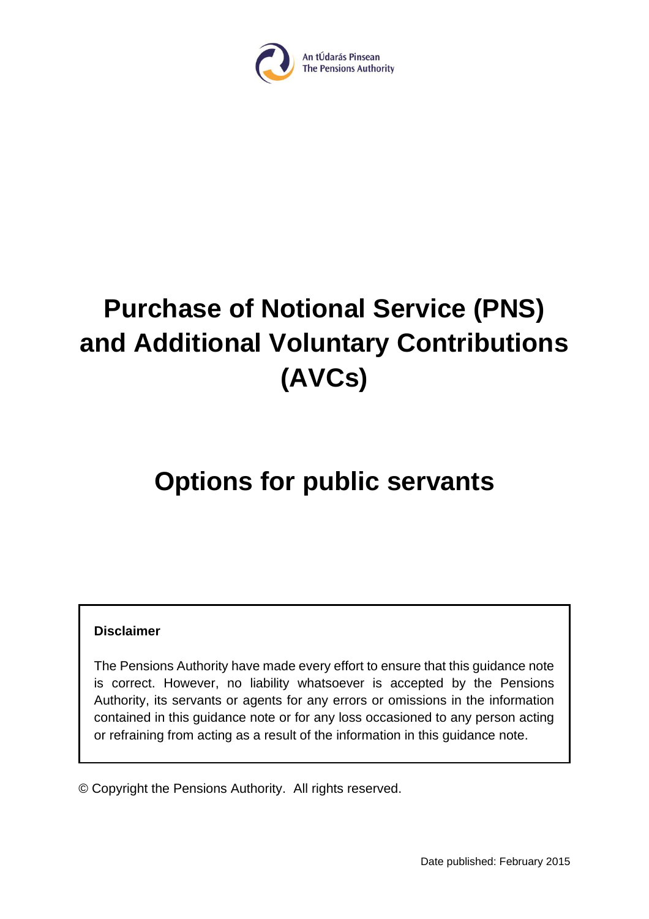An tÚdarás Pinsean
The Pensions Authority

# Purchase of Notional Service (PNS) and Additional Voluntary Contributions (AVCs)

## Options for public servants

**Disclaimer**

The Pensions Authority have made every effort to ensure that this guidance note is correct. However, no liability whatsoever is accepted by the Pensions Authority, its servants or agents for any errors or omissions in the information contained in this guidance note or for any loss occasioned to any person acting or refraining from acting as a result of the information in this guidance note.

© Copyright the Pensions Authority. All rights reserved.

Date published: February 2015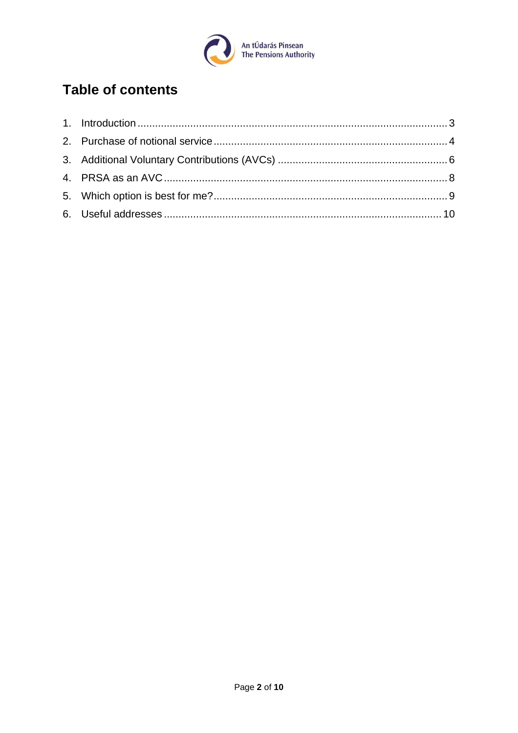# Table of contents

1. Introduction ........................................................................................................ 3
2. Purchase of notional service ............................................................................... 4
3. Additional Voluntary Contributions (AVCs) ......................................................... 6
4. PRSA as an AVC ................................................................................................ 8
5. Which option is best for me? ............................................................................... 9
6. Useful addresses .............................................................................................. 10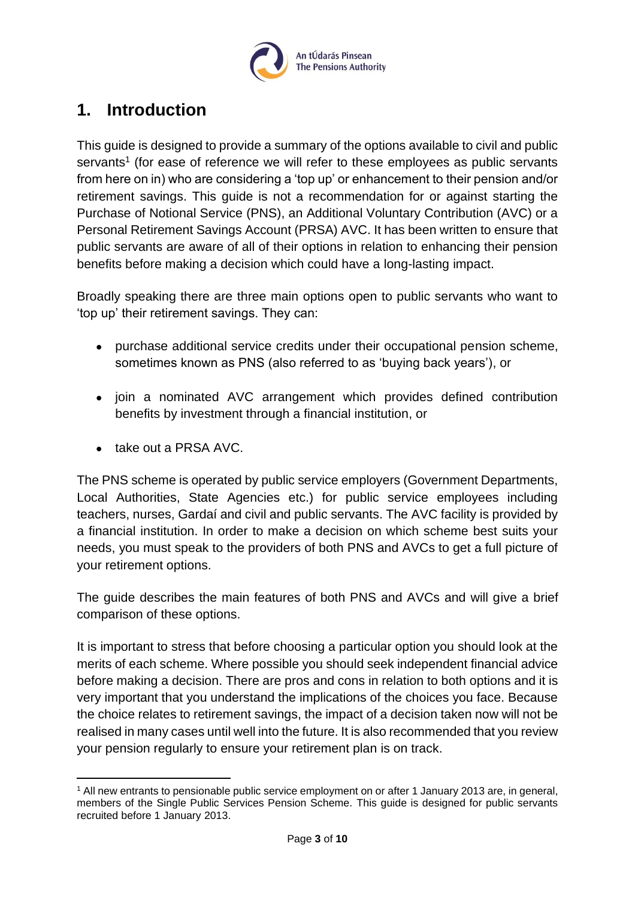# 1. Introduction

This guide is designed to provide a summary of the options available to civil and public servants[1] (for ease of reference we will refer to these employees as public servants from here on in) who are considering a 'top up' or enhancement to their pension and/or retirement savings. This guide is not a recommendation for or against starting the Purchase of Notional Service (PNS), an Additional Voluntary Contribution (AVC) or a Personal Retirement Savings Account (PRSA) AVC. It has been written to ensure that public servants are aware of all of their options in relation to enhancing their pension benefits before making a decision which could have a long-lasting impact.

Broadly speaking there are three main options open to public servants who want to 'top up' their retirement savings. They can:

- purchase additional service credits under their occupational pension scheme, sometimes known as PNS (also referred to as 'buying back years'), or
- join a nominated AVC arrangement which provides defined contribution benefits by investment through a financial institution, or
- take out a PRSA AVC.

The PNS scheme is operated by public service employers (Government Departments, Local Authorities, State Agencies etc.) for public service employees including teachers, nurses, Gardaí and civil and public servants. The AVC facility is provided by a financial institution. In order to make a decision on which scheme best suits your needs, you must speak to the providers of both PNS and AVCs to get a full picture of your retirement options.

The guide describes the main features of both PNS and AVCs and will give a brief comparison of these options.

It is important to stress that before choosing a particular option you should look at the merits of each scheme. Where possible you should seek independent financial advice before making a decision. There are pros and cons in relation to both options and it is very important that you understand the implications of the choices you face. Because the choice relates to retirement savings, the impact of a decision taken now will not be realised in many cases until well into the future. It is also recommended that you review your pension regularly to ensure your retirement plan is on track.

[1] All new entrants to pensionable public service employment on or after 1 January 2013 are, in general, members of the Single Public Services Pension Scheme. This guide is designed for public servants recruited before 1 January 2013.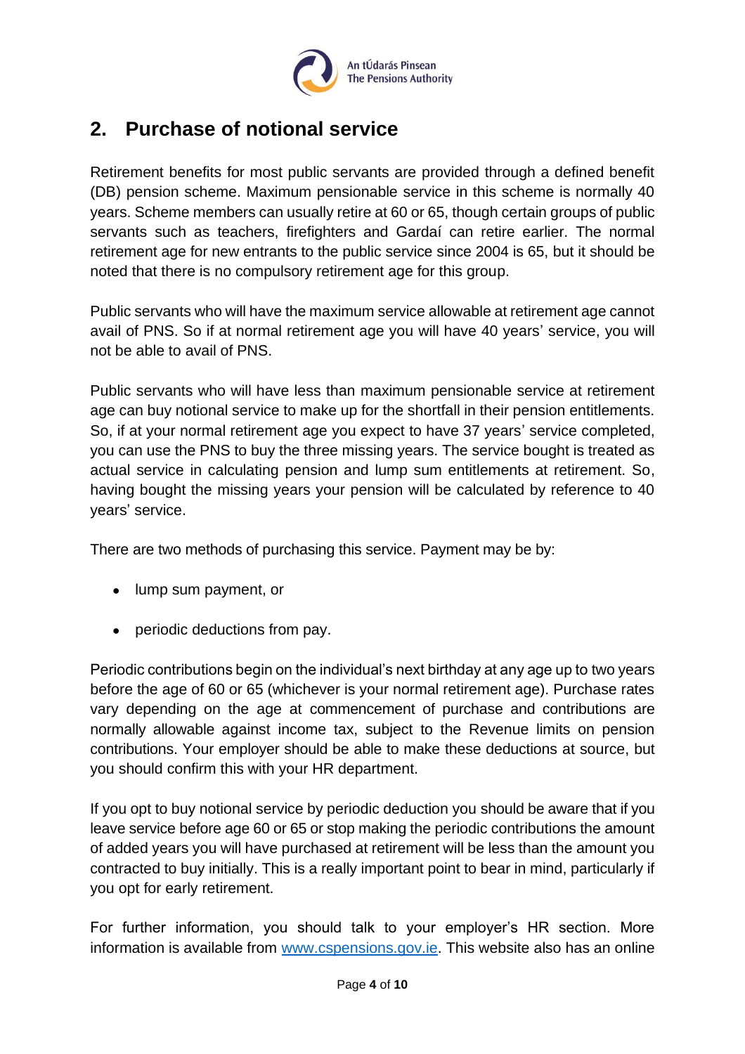## 2. Purchase of notional service

Retirement benefits for most public servants are provided through a defined benefit (DB) pension scheme. Maximum pensionable service in this scheme is normally 40 years. Scheme members can usually retire at 60 or 65, though certain groups of public servants such as teachers, firefighters and Gardaí can retire earlier. The normal retirement age for new entrants to the public service since 2004 is 65, but it should be noted that there is no compulsory retirement age for this group.

Public servants who will have the maximum service allowable at retirement age cannot avail of PNS. So if at normal retirement age you will have 40 years' service, you will not be able to avail of PNS.

Public servants who will have less than maximum pensionable service at retirement age can buy notional service to make up for the shortfall in their pension entitlements. So, if at your normal retirement age you expect to have 37 years' service completed, you can use the PNS to buy the three missing years. The service bought is treated as actual service in calculating pension and lump sum entitlements at retirement. So, having bought the missing years your pension will be calculated by reference to 40 years' service.

There are two methods of purchasing this service. Payment may be by:

- lump sum payment, or
- periodic deductions from pay.

Periodic contributions begin on the individual's next birthday at any age up to two years before the age of 60 or 65 (whichever is your normal retirement age). Purchase rates vary depending on the age at commencement of purchase and contributions are normally allowable against income tax, subject to the Revenue limits on pension contributions. Your employer should be able to make these deductions at source, but you should confirm this with your HR department.

If you opt to buy notional service by periodic deduction you should be aware that if you leave service before age 60 or 65 or stop making the periodic contributions the amount of added years you will have purchased at retirement will be less than the amount you contracted to buy initially. This is a really important point to bear in mind, particularly if you opt for early retirement.

For further information, you should talk to your employer's HR section. More information is available from www.cspensions.gov.ie. This website also has an online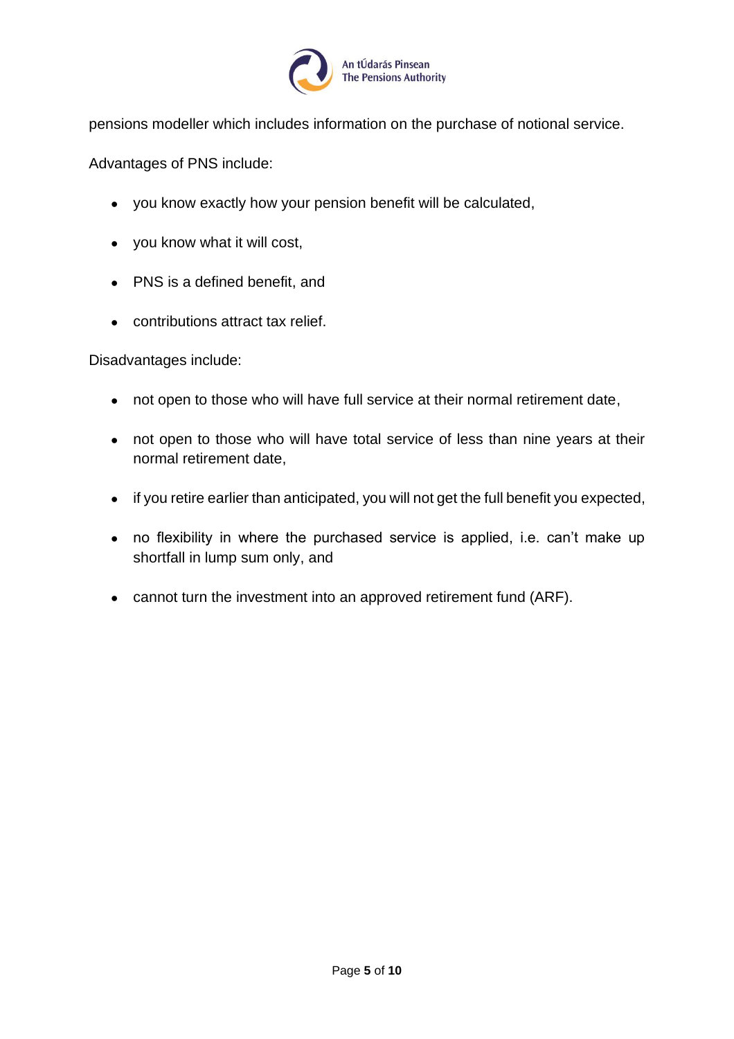pensions modeller which includes information on the purchase of notional service.

Advantages of PNS include:

- you know exactly how your pension benefit will be calculated,
- you know what it will cost,
- PNS is a defined benefit, and
- contributions attract tax relief.

Disadvantages include:

- not open to those who will have full service at their normal retirement date,
- not open to those who will have total service of less than nine years at their normal retirement date,
- if you retire earlier than anticipated, you will not get the full benefit you expected,
- no flexibility in where the purchased service is applied, i.e. can't make up shortfall in lump sum only, and
- cannot turn the investment into an approved retirement fund (ARF).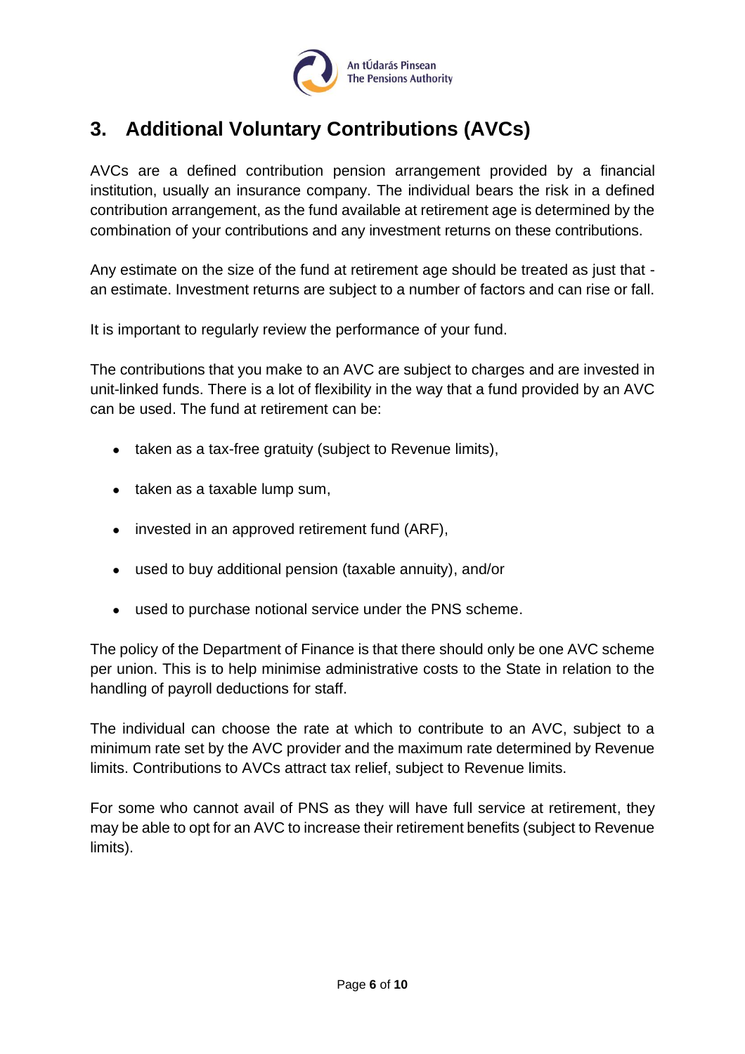## 3. Additional Voluntary Contributions (AVCs)

AVCs are a defined contribution pension arrangement provided by a financial institution, usually an insurance company. The individual bears the risk in a defined contribution arrangement, as the fund available at retirement age is determined by the combination of your contributions and any investment returns on these contributions.

Any estimate on the size of the fund at retirement age should be treated as just that - an estimate. Investment returns are subject to a number of factors and can rise or fall.

It is important to regularly review the performance of your fund.

The contributions that you make to an AVC are subject to charges and are invested in unit-linked funds. There is a lot of flexibility in the way that a fund provided by an AVC can be used. The fund at retirement can be:

- taken as a tax-free gratuity (subject to Revenue limits),
- taken as a taxable lump sum,
- invested in an approved retirement fund (ARF),
- used to buy additional pension (taxable annuity), and/or
- used to purchase notional service under the PNS scheme.

The policy of the Department of Finance is that there should only be one AVC scheme per union. This is to help minimise administrative costs to the State in relation to the handling of payroll deductions for staff.

The individual can choose the rate at which to contribute to an AVC, subject to a minimum rate set by the AVC provider and the maximum rate determined by Revenue limits. Contributions to AVCs attract tax relief, subject to Revenue limits.

For some who cannot avail of PNS as they will have full service at retirement, they may be able to opt for an AVC to increase their retirement benefits (subject to Revenue limits).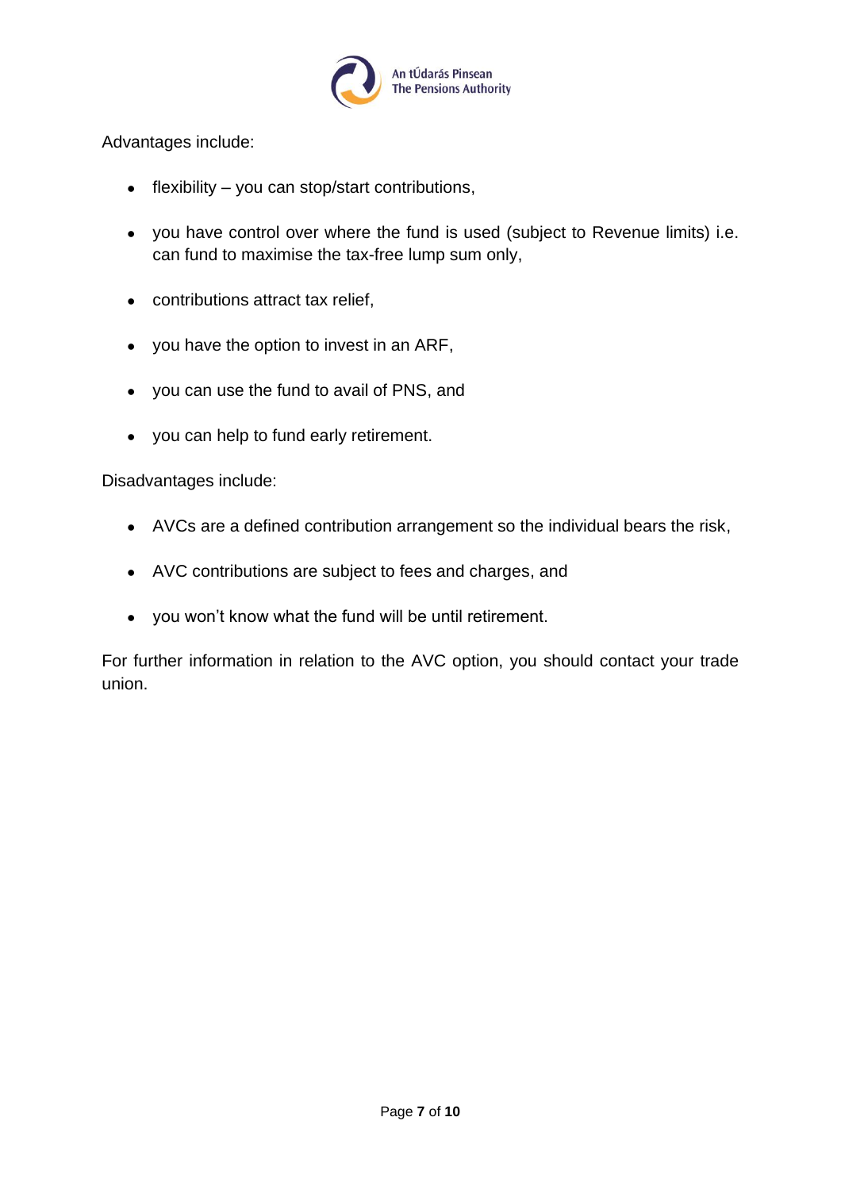Advantages include:

- flexibility – you can stop/start contributions,
- you have control over where the fund is used (subject to Revenue limits) i.e. can fund to maximise the tax-free lump sum only,
- contributions attract tax relief,
- you have the option to invest in an ARF,
- you can use the fund to avail of PNS, and
- you can help to fund early retirement.

Disadvantages include:

- AVCs are a defined contribution arrangement so the individual bears the risk,
- AVC contributions are subject to fees and charges, and
- you won't know what the fund will be until retirement.

For further information in relation to the AVC option, you should contact your trade union.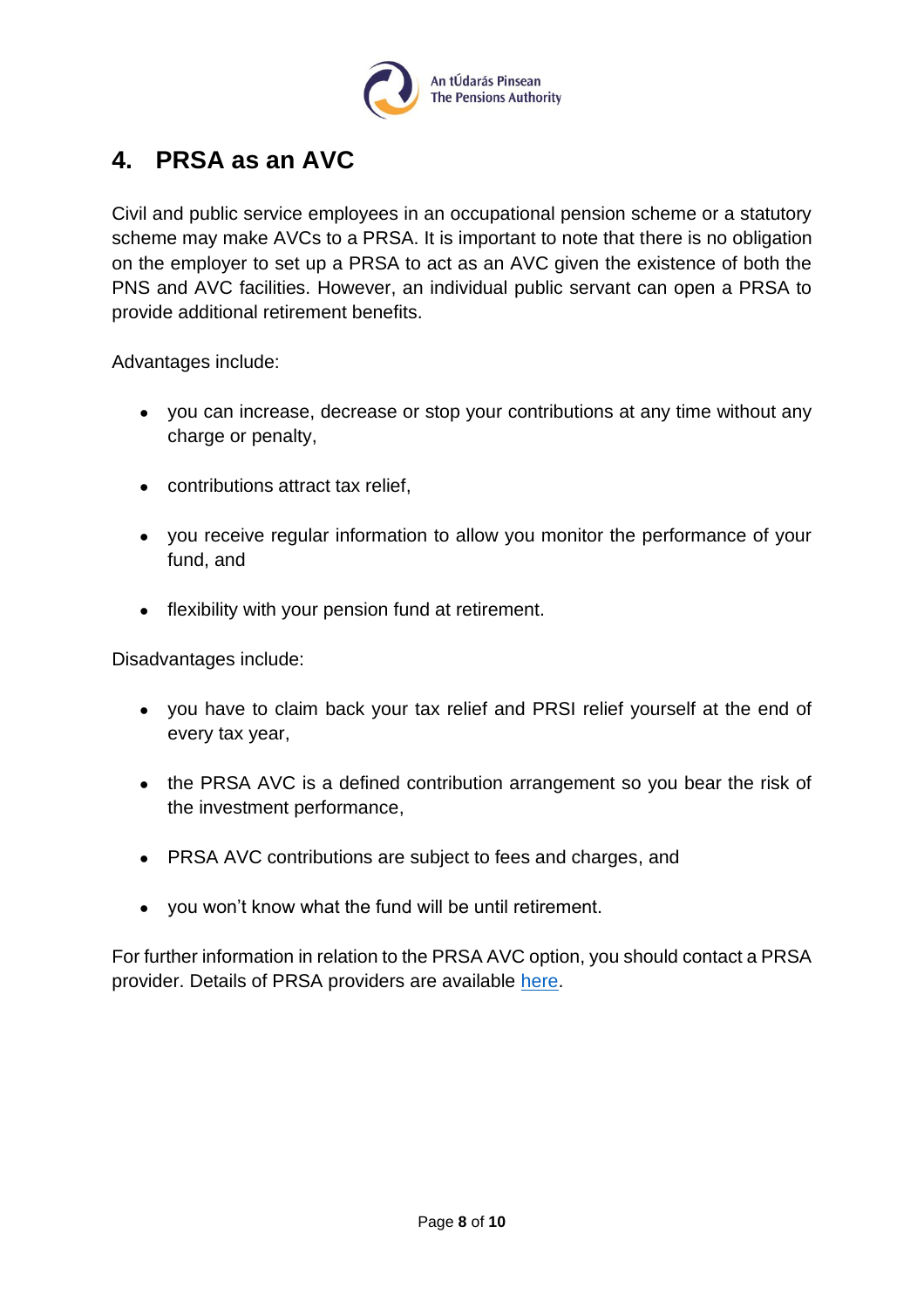## 4. PRSA as an AVC

Civil and public service employees in an occupational pension scheme or a statutory scheme may make AVCs to a PRSA. It is important to note that there is no obligation on the employer to set up a PRSA to act as an AVC given the existence of both the PNS and AVC facilities. However, an individual public servant can open a PRSA to provide additional retirement benefits.

Advantages include:

- you can increase, decrease or stop your contributions at any time without any charge or penalty,
- contributions attract tax relief,
- you receive regular information to allow you monitor the performance of your fund, and
- flexibility with your pension fund at retirement.

Disadvantages include:

- you have to claim back your tax relief and PRSI relief yourself at the end of every tax year,
- the PRSA AVC is a defined contribution arrangement so you bear the risk of the investment performance,
- PRSA AVC contributions are subject to fees and charges, and
- you won't know what the fund will be until retirement.

For further information in relation to the PRSA AVC option, you should contact a PRSA provider. Details of PRSA providers are available here.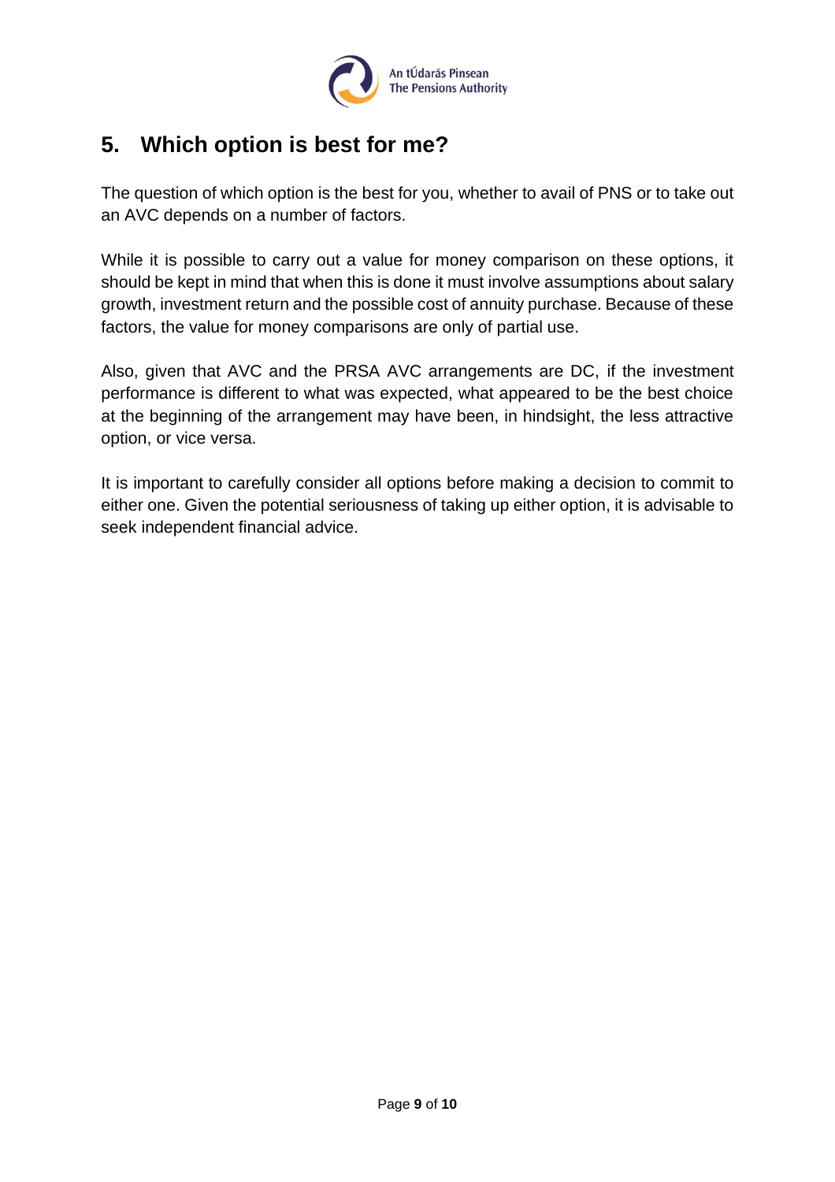## 5. Which option is best for me?

The question of which option is the best for you, whether to avail of PNS or to take out an AVC depends on a number of factors.

While it is possible to carry out a value for money comparison on these options, it should be kept in mind that when this is done it must involve assumptions about salary growth, investment return and the possible cost of annuity purchase. Because of these factors, the value for money comparisons are only of partial use.

Also, given that AVC and the PRSA AVC arrangements are DC, if the investment performance is different to what was expected, what appeared to be the best choice at the beginning of the arrangement may have been, in hindsight, the less attractive option, or vice versa.

It is important to carefully consider all options before making a decision to commit to either one. Given the potential seriousness of taking up either option, it is advisable to seek independent financial advice.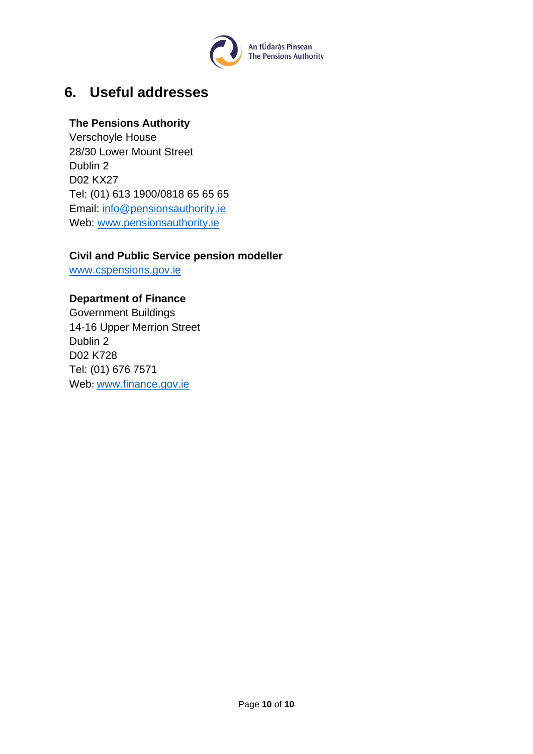## 6. Useful addresses

**The Pensions Authority**
Verschoyle House
28/30 Lower Mount Street
Dublin 2
D02 KX27
Tel: (01) 613 1900/0818 65 65 65
Email: info@pensionsauthority.ie
Web: www.pensionsauthority.ie

**Civil and Public Service pension modeller**
www.cspensions.gov.ie

**Department of Finance**
Government Buildings
14-16 Upper Merrion Street
Dublin 2
D02 K728
Tel: (01) 676 7571
Web: www.finance.gov.ie